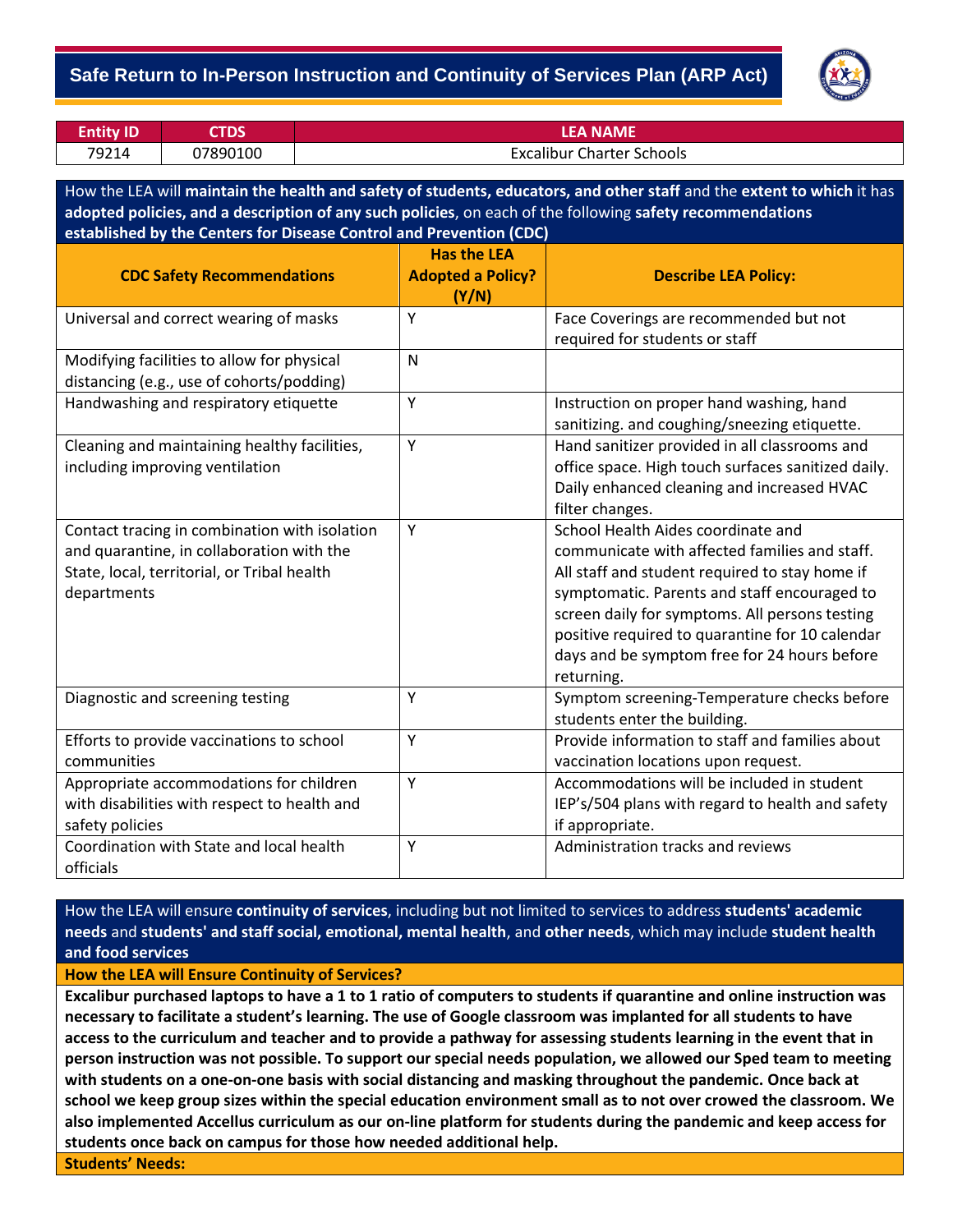# Safe Return to In-Person Instruction and Continuity of Services Plan (ARP Act)

| Entity ID | CTDS | LEA NAME |
|---|---|---|
| 79214 | 07890100 | Excalibur Charter Schools |

How the LEA will **maintain the health and safety of students, educators, and other staff** and the **extent to which** it has **adopted policies, and a description of any such policies**, on each of the following **safety recommendations established by the Centers for Disease Control and Prevention (CDC)**

| CDC Safety Recommendations | Has the LEA Adopted a Policy? (Y/N) | Describe LEA Policy: |
|---|---|---|
| Universal and correct wearing of masks | Y | Face Coverings are recommended but not required for students or staff |
| Modifying facilities to allow for physical distancing (e.g., use of cohorts/podding) | N | |
| Handwashing and respiratory etiquette | Y | Instruction on proper hand washing, hand sanitizing. and coughing/sneezing etiquette. |
| Cleaning and maintaining healthy facilities, including improving ventilation | Y | Hand sanitizer provided in all classrooms and office space. High touch surfaces sanitized daily. Daily enhanced cleaning and increased HVAC filter changes. |
| Contact tracing in combination with isolation and quarantine, in collaboration with the State, local, territorial, or Tribal health departments | Y | School Health Aides coordinate and communicate with affected families and staff. All staff and student required to stay home if symptomatic. Parents and staff encouraged to screen daily for symptoms. All persons testing positive required to quarantine for 10 calendar days and be symptom free for 24 hours before returning. |
| Diagnostic and screening testing | Y | Symptom screening-Temperature checks before students enter the building. |
| Efforts to provide vaccinations to school communities | Y | Provide information to staff and families about vaccination locations upon request. |
| Appropriate accommodations for children with disabilities with respect to health and safety policies | Y | Accommodations will be included in student IEP's/504 plans with regard to health and safety if appropriate. |
| Coordination with State and local health officials | Y | Administration tracks and reviews |

How the LEA will ensure **continuity of services**, including but not limited to services to address **students' academic needs** and **students' and staff social, emotional, mental health**, and **other needs**, which may include **student health and food services**

**How the LEA will Ensure Continuity of Services?**

**Excalibur purchased laptops to have a 1 to 1 ratio of computers to students if quarantine and online instruction was necessary to facilitate a student's learning. The use of Google classroom was implanted for all students to have access to the curriculum and teacher and to provide a pathway for assessing students learning in the event that in person instruction was not possible. To support our special needs population, we allowed our Sped team to meeting with students on a one-on-one basis with social distancing and masking throughout the pandemic. Once back at school we keep group sizes within the special education environment small as to not over crowed the classroom. We also implemented Accellus curriculum as our on-line platform for students during the pandemic and keep access for students once back on campus for those how needed additional help.**

**Students' Needs:**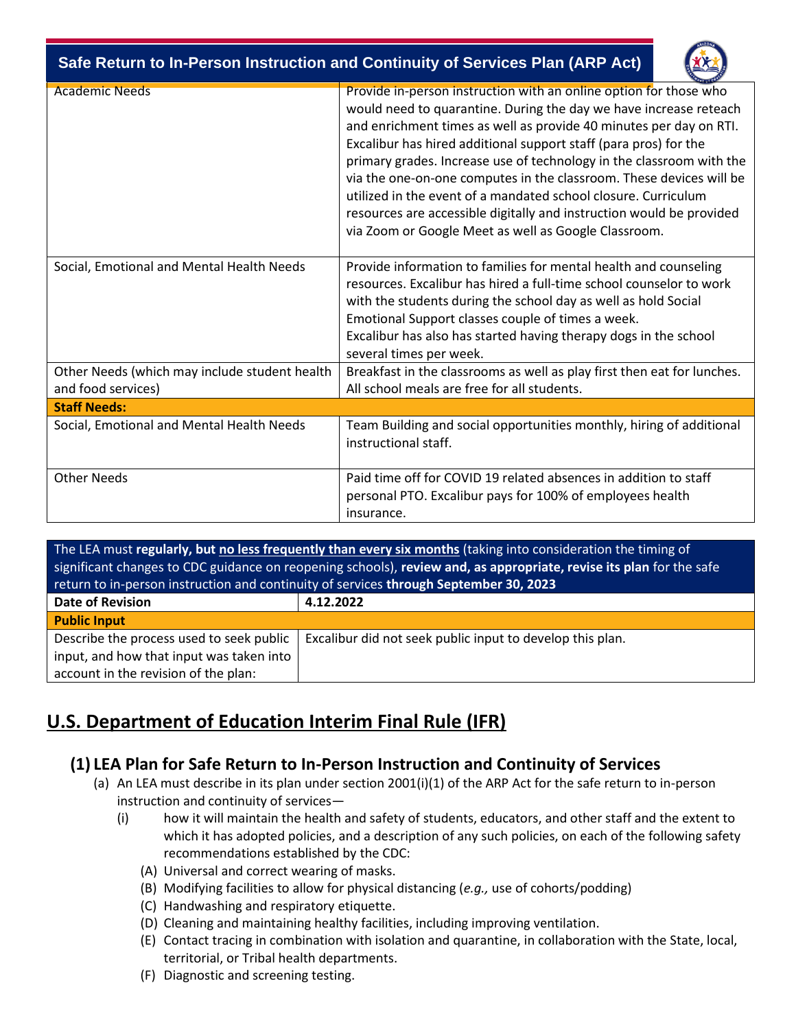| | |
|---|---|
| Academic Needs | Provide in-person instruction with an online option for those who would need to quarantine. During the day we have increase reteach and enrichment times as well as provide 40 minutes per day on RTI. Excalibur has hired additional support staff (para pros) for the primary grades. Increase use of technology in the classroom with the via the one-on-one computes in the classroom. These devices will be utilized in the event of a mandated school closure. Curriculum resources are accessible digitally and instruction would be provided via Zoom or Google Meet as well as Google Classroom. |
| Social, Emotional and Mental Health Needs | Provide information to families for mental health and counseling resources. Excalibur has hired a full-time school counselor to work with the students during the school day as well as hold Social Emotional Support classes couple of times a week. Excalibur has also has started having therapy dogs in the school several times per week. |
| Other Needs (which may include student health and food services) | Breakfast in the classrooms as well as play first then eat for lunches. All school meals are free for all students. |
| **Staff Needs:** | |
| Social, Emotional and Mental Health Needs | Team Building and social opportunities monthly, hiring of additional instructional staff. |
| Other Needs | Paid time off for COVID 19 related absences in addition to staff personal PTO. Excalibur pays for 100% of employees health insurance. |

The LEA must **regularly, but <u>no less frequently than every six months</u>** (taking into consideration the timing of significant changes to CDC guidance on reopening schools), **review and, as appropriate, revise its plan** for the safe return to in-person instruction and continuity of services **through September 30, 2023**

| **Date of Revision** | **4.12.2022** |
|---|---|
| **Public Input** | |
| Describe the process used to seek public input, and how that input was taken into account in the revision of the plan: | Excalibur did not seek public input to develop this plan. |

## <u>U.S. Department of Education Interim Final Rule (IFR)</u>

### (1) LEA Plan for Safe Return to In-Person Instruction and Continuity of Services

(a) An LEA must describe in its plan under section 2001(i)(1) of the ARP Act for the safe return to in-person instruction and continuity of services—

(i) how it will maintain the health and safety of students, educators, and other staff and the extent to which it has adopted policies, and a description of any such policies, on each of the following safety recommendations established by the CDC:

(A) Universal and correct wearing of masks.

(B) Modifying facilities to allow for physical distancing (*e.g.,* use of cohorts/podding)

(C) Handwashing and respiratory etiquette.

(D) Cleaning and maintaining healthy facilities, including improving ventilation.

(E) Contact tracing in combination with isolation and quarantine, in collaboration with the State, local, territorial, or Tribal health departments.

(F) Diagnostic and screening testing.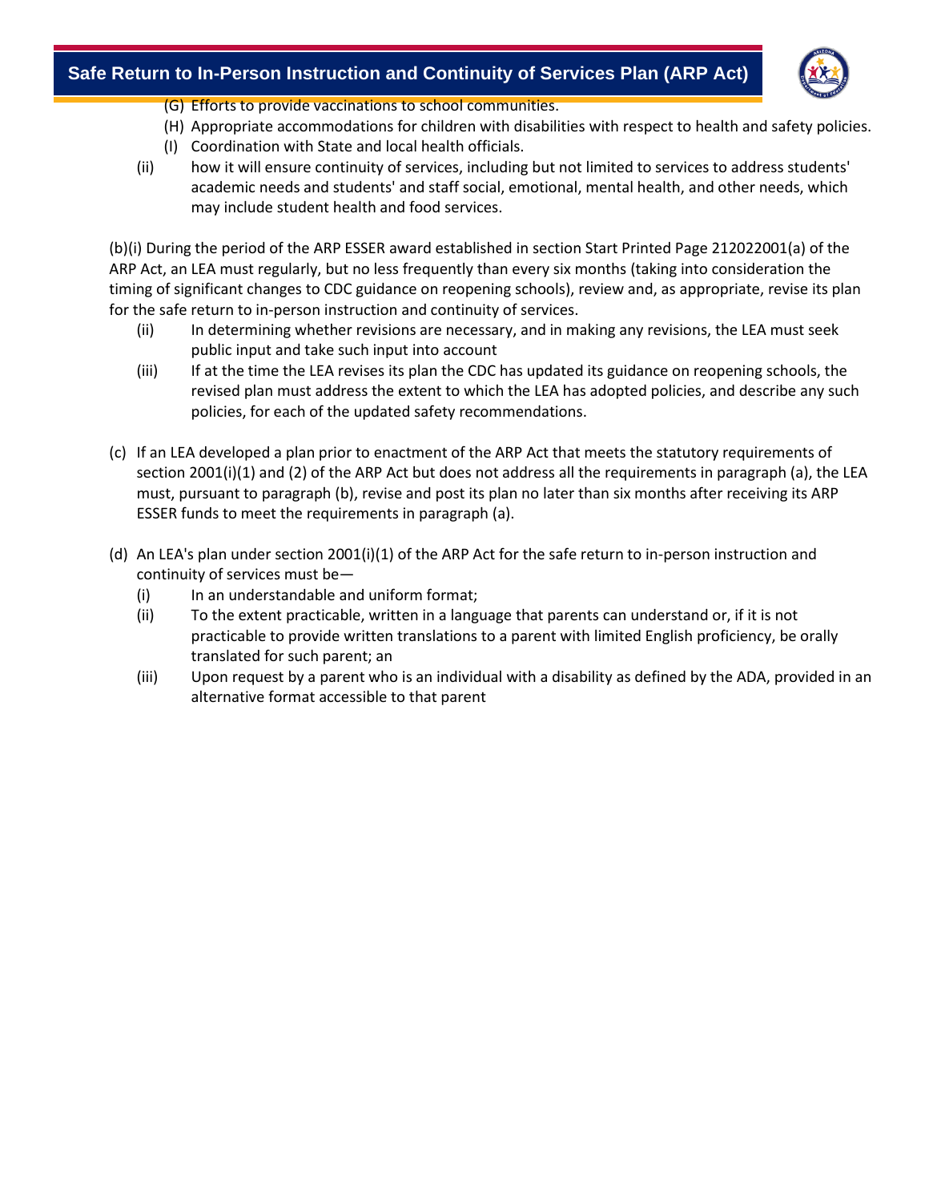(G) Efforts to provide vaccinations to school communities.

(H) Appropriate accommodations for children with disabilities with respect to health and safety policies.

(I) Coordination with State and local health officials.

(ii) how it will ensure continuity of services, including but not limited to services to address students' academic needs and students' and staff social, emotional, mental health, and other needs, which may include student health and food services.

(b)(i) During the period of the ARP ESSER award established in section Start Printed Page 212022001(a) of the ARP Act, an LEA must regularly, but no less frequently than every six months (taking into consideration the timing of significant changes to CDC guidance on reopening schools), review and, as appropriate, revise its plan for the safe return to in-person instruction and continuity of services.

(ii) In determining whether revisions are necessary, and in making any revisions, the LEA must seek public input and take such input into account

(iii) If at the time the LEA revises its plan the CDC has updated its guidance on reopening schools, the revised plan must address the extent to which the LEA has adopted policies, and describe any such policies, for each of the updated safety recommendations.

(c) If an LEA developed a plan prior to enactment of the ARP Act that meets the statutory requirements of section 2001(i)(1) and (2) of the ARP Act but does not address all the requirements in paragraph (a), the LEA must, pursuant to paragraph (b), revise and post its plan no later than six months after receiving its ARP ESSER funds to meet the requirements in paragraph (a).

(d) An LEA's plan under section 2001(i)(1) of the ARP Act for the safe return to in-person instruction and continuity of services must be—

(i) In an understandable and uniform format;

(ii) To the extent practicable, written in a language that parents can understand or, if it is not practicable to provide written translations to a parent with limited English proficiency, be orally translated for such parent; an

(iii) Upon request by a parent who is an individual with a disability as defined by the ADA, provided in an alternative format accessible to that parent